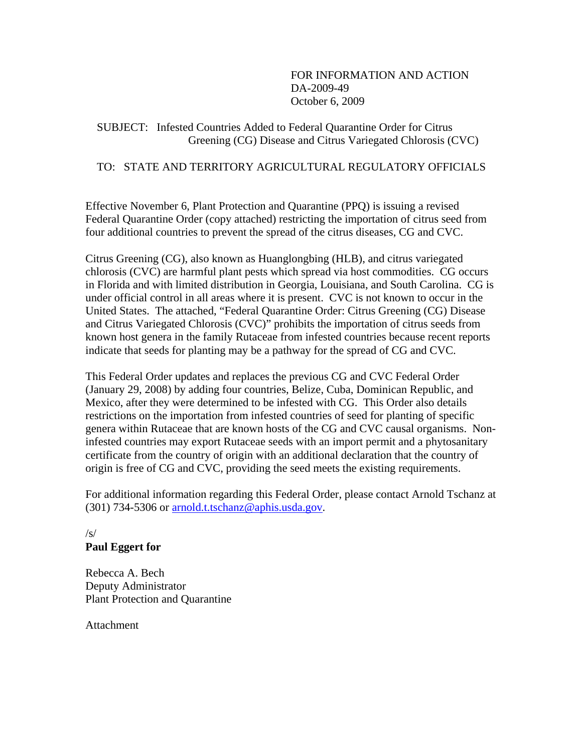FOR INFORMATION AND ACTION
DA-2009-49
October 6, 2009

SUBJECT: Infested Countries Added to Federal Quarantine Order for Citrus Greening (CG) Disease and Citrus Variegated Chlorosis (CVC)

TO: STATE AND TERRITORY AGRICULTURAL REGULATORY OFFICIALS

Effective November 6, Plant Protection and Quarantine (PPQ) is issuing a revised Federal Quarantine Order (copy attached) restricting the importation of citrus seed from four additional countries to prevent the spread of the citrus diseases, CG and CVC.

Citrus Greening (CG), also known as Huanglongbing (HLB), and citrus variegated chlorosis (CVC) are harmful plant pests which spread via host commodities. CG occurs in Florida and with limited distribution in Georgia, Louisiana, and South Carolina. CG is under official control in all areas where it is present. CVC is not known to occur in the United States. The attached, "Federal Quarantine Order: Citrus Greening (CG) Disease and Citrus Variegated Chlorosis (CVC)" prohibits the importation of citrus seeds from known host genera in the family Rutaceae from infested countries because recent reports indicate that seeds for planting may be a pathway for the spread of CG and CVC.

This Federal Order updates and replaces the previous CG and CVC Federal Order (January 29, 2008) by adding four countries, Belize, Cuba, Dominican Republic, and Mexico, after they were determined to be infested with CG. This Order also details restrictions on the importation from infested countries of seed for planting of specific genera within Rutaceae that are known hosts of the CG and CVC causal organisms. Non-infested countries may export Rutaceae seeds with an import permit and a phytosanitary certificate from the country of origin with an additional declaration that the country of origin is free of CG and CVC, providing the seed meets the existing requirements.

For additional information regarding this Federal Order, please contact Arnold Tschanz at (301) 734-5306 or arnold.t.tschanz@aphis.usda.gov.

/s/
**Paul Eggert for**

Rebecca A. Bech
Deputy Administrator
Plant Protection and Quarantine

Attachment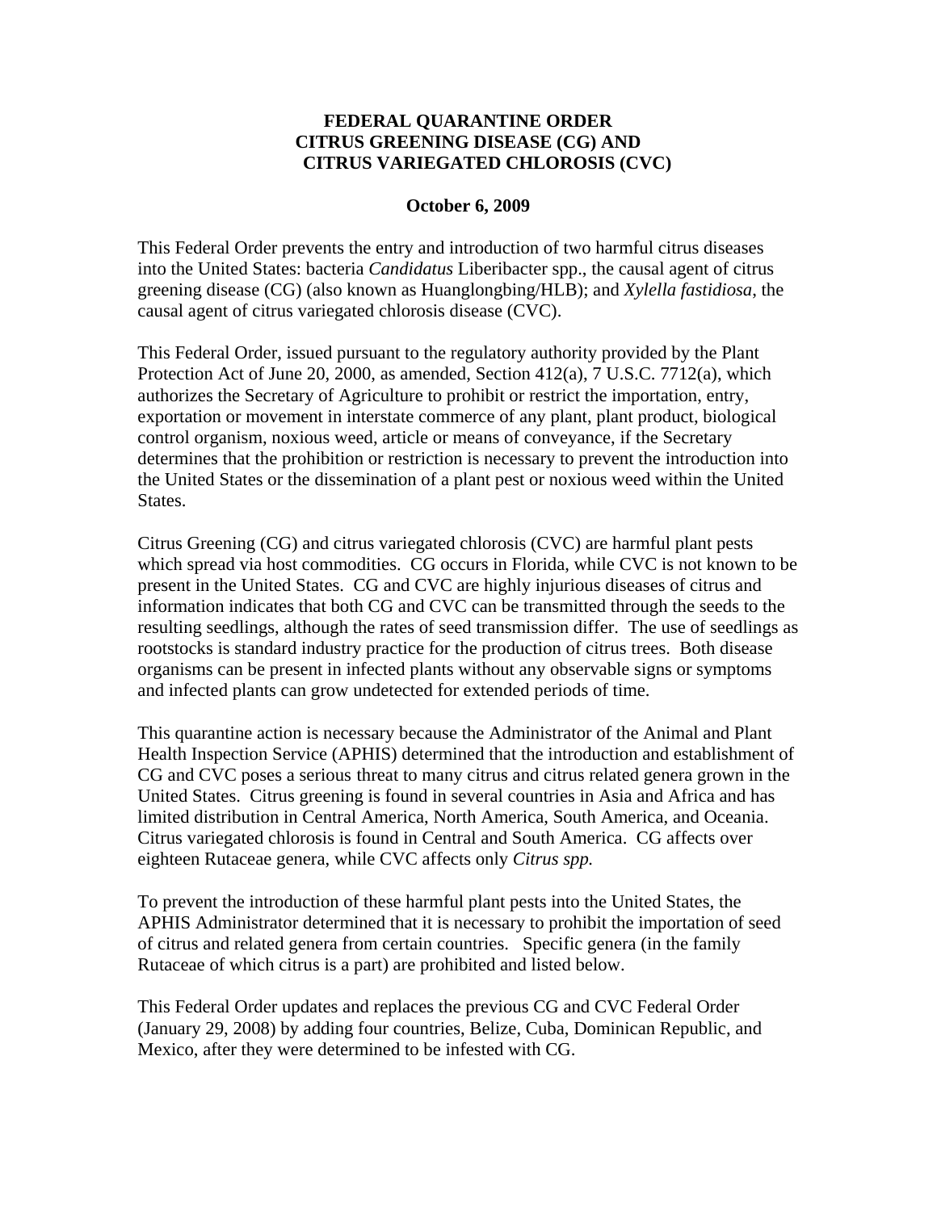# FEDERAL QUARANTINE ORDER
# CITRUS GREENING DISEASE (CG) AND CITRUS VARIEGATED CHLOROSIS (CVC)

**October 6, 2009**

This Federal Order prevents the entry and introduction of two harmful citrus diseases into the United States: bacteria *Candidatus* Liberibacter spp., the causal agent of citrus greening disease (CG) (also known as Huanglongbing/HLB); and *Xylella fastidiosa*, the causal agent of citrus variegated chlorosis disease (CVC).

This Federal Order, issued pursuant to the regulatory authority provided by the Plant Protection Act of June 20, 2000, as amended, Section 412(a), 7 U.S.C. 7712(a), which authorizes the Secretary of Agriculture to prohibit or restrict the importation, entry, exportation or movement in interstate commerce of any plant, plant product, biological control organism, noxious weed, article or means of conveyance, if the Secretary determines that the prohibition or restriction is necessary to prevent the introduction into the United States or the dissemination of a plant pest or noxious weed within the United States.

Citrus Greening (CG) and citrus variegated chlorosis (CVC) are harmful plant pests which spread via host commodities. CG occurs in Florida, while CVC is not known to be present in the United States. CG and CVC are highly injurious diseases of citrus and information indicates that both CG and CVC can be transmitted through the seeds to the resulting seedlings, although the rates of seed transmission differ. The use of seedlings as rootstocks is standard industry practice for the production of citrus trees. Both disease organisms can be present in infected plants without any observable signs or symptoms and infected plants can grow undetected for extended periods of time.

This quarantine action is necessary because the Administrator of the Animal and Plant Health Inspection Service (APHIS) determined that the introduction and establishment of CG and CVC poses a serious threat to many citrus and citrus related genera grown in the United States. Citrus greening is found in several countries in Asia and Africa and has limited distribution in Central America, North America, South America, and Oceania. Citrus variegated chlorosis is found in Central and South America. CG affects over eighteen Rutaceae genera, while CVC affects only *Citrus spp.*

To prevent the introduction of these harmful plant pests into the United States, the APHIS Administrator determined that it is necessary to prohibit the importation of seed of citrus and related genera from certain countries. Specific genera (in the family Rutaceae of which citrus is a part) are prohibited and listed below.

This Federal Order updates and replaces the previous CG and CVC Federal Order (January 29, 2008) by adding four countries, Belize, Cuba, Dominican Republic, and Mexico, after they were determined to be infested with CG.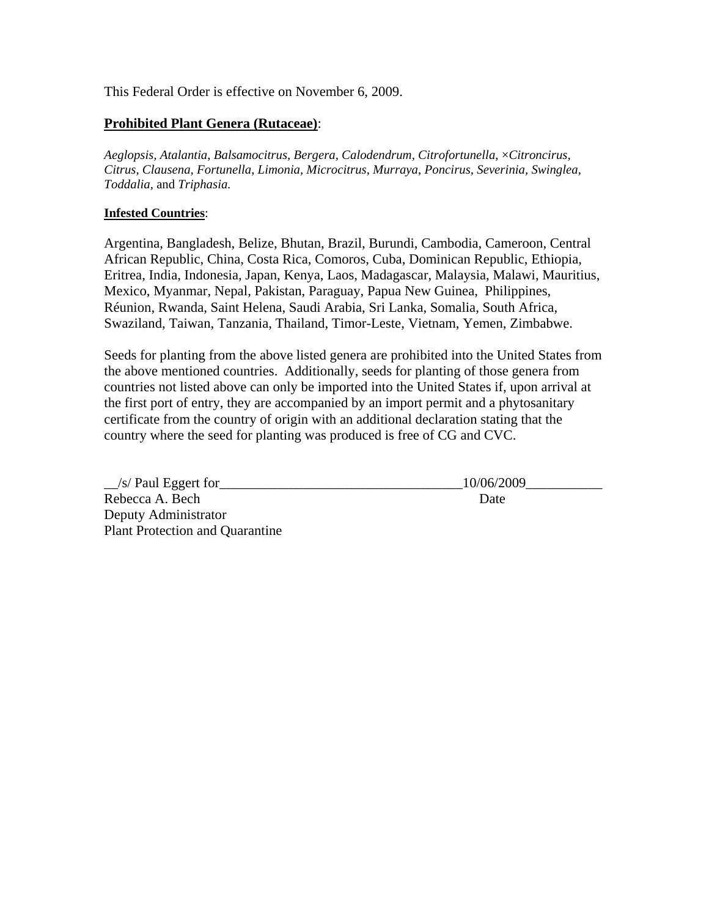This Federal Order is effective on November 6, 2009.

**Prohibited Plant Genera (Rutaceae)**:

*Aeglopsis, Atalantia, Balsamocitrus, Bergera, Calodendrum, Citrofortunella, ×Citroncirus, Citrus, Clausena, Fortunella, Limonia, Microcitrus, Murraya, Poncirus, Severinia, Swinglea, Toddalia,* and *Triphasia.*

**Infested Countries**:

Argentina, Bangladesh, Belize, Bhutan, Brazil, Burundi, Cambodia, Cameroon, Central African Republic, China, Costa Rica, Comoros, Cuba, Dominican Republic, Ethiopia, Eritrea, India, Indonesia, Japan, Kenya, Laos, Madagascar, Malaysia, Malawi, Mauritius, Mexico, Myanmar, Nepal, Pakistan, Paraguay, Papua New Guinea, Philippines, Réunion, Rwanda, Saint Helena, Saudi Arabia, Sri Lanka, Somalia, South Africa, Swaziland, Taiwan, Tanzania, Thailand, Timor-Leste, Vietnam, Yemen, Zimbabwe.

Seeds for planting from the above listed genera are prohibited into the United States from the above mentioned countries. Additionally, seeds for planting of those genera from countries not listed above can only be imported into the United States if, upon arrival at the first port of entry, they are accompanied by an import permit and a phytosanitary certificate from the country of origin with an additional declaration stating that the country where the seed for planting was produced is free of CG and CVC.

__/s/ Paul Eggert for___________________________________10/06/2009___________
Rebecca A. Bech Date
Deputy Administrator
Plant Protection and Quarantine